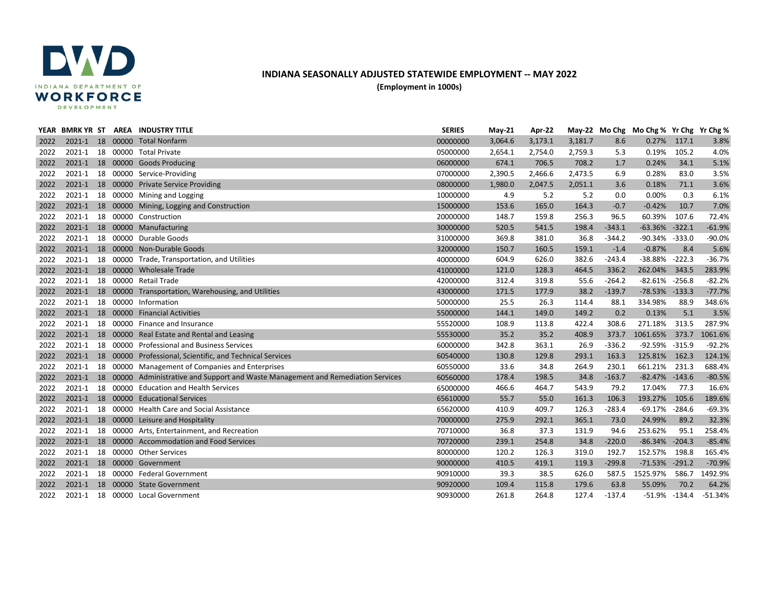**INDIANA SEASONALLY ADJUSTED STATEWIDE EMPLOYMENT -- MAY 2022**

**(Employment in 1000s)**

| YEAR | BMRK YR | ST | AREA | INDUSTRY TITLE | SERIES | May-21 | Apr-22 | May-22 | Mo Chg | Mo Chg % | Yr Chg | Yr Chg % |
|---|---|---|---|---|---|---|---|---|---|---|---|---|
| 2022 | 2021-1 | 18 | 00000 | Total Nonfarm | 00000000 | 3,064.6 | 3,173.1 | 3,181.7 | 8.6 | 0.27% | 117.1 | 3.8% |
| 2022 | 2021-1 | 18 | 00000 | Total Private | 05000000 | 2,654.1 | 2,754.0 | 2,759.3 | 5.3 | 0.19% | 105.2 | 4.0% |
| 2022 | 2021-1 | 18 | 00000 | Goods Producing | 06000000 | 674.1 | 706.5 | 708.2 | 1.7 | 0.24% | 34.1 | 5.1% |
| 2022 | 2021-1 | 18 | 00000 | Service-Providing | 07000000 | 2,390.5 | 2,466.6 | 2,473.5 | 6.9 | 0.28% | 83.0 | 3.5% |
| 2022 | 2021-1 | 18 | 00000 | Private Service Providing | 08000000 | 1,980.0 | 2,047.5 | 2,051.1 | 3.6 | 0.18% | 71.1 | 3.6% |
| 2022 | 2021-1 | 18 | 00000 | Mining and Logging | 10000000 | 4.9 | 5.2 | 5.2 | 0.0 | 0.00% | 0.3 | 6.1% |
| 2022 | 2021-1 | 18 | 00000 | Mining, Logging and Construction | 15000000 | 153.6 | 165.0 | 164.3 | -0.7 | -0.42% | 10.7 | 7.0% |
| 2022 | 2021-1 | 18 | 00000 | Construction | 20000000 | 148.7 | 159.8 | 256.3 | 96.5 | 60.39% | 107.6 | 72.4% |
| 2022 | 2021-1 | 18 | 00000 | Manufacturing | 30000000 | 520.5 | 541.5 | 198.4 | -343.1 | -63.36% | -322.1 | -61.9% |
| 2022 | 2021-1 | 18 | 00000 | Durable Goods | 31000000 | 369.8 | 381.0 | 36.8 | -344.2 | -90.34% | -333.0 | -90.0% |
| 2022 | 2021-1 | 18 | 00000 | Non-Durable Goods | 32000000 | 150.7 | 160.5 | 159.1 | -1.4 | -0.87% | 8.4 | 5.6% |
| 2022 | 2021-1 | 18 | 00000 | Trade, Transportation, and Utilities | 40000000 | 604.9 | 626.0 | 382.6 | -243.4 | -38.88% | -222.3 | -36.7% |
| 2022 | 2021-1 | 18 | 00000 | Wholesale Trade | 41000000 | 121.0 | 128.3 | 464.5 | 336.2 | 262.04% | 343.5 | 283.9% |
| 2022 | 2021-1 | 18 | 00000 | Retail Trade | 42000000 | 312.4 | 319.8 | 55.6 | -264.2 | -82.61% | -256.8 | -82.2% |
| 2022 | 2021-1 | 18 | 00000 | Transportation, Warehousing, and Utilities | 43000000 | 171.5 | 177.9 | 38.2 | -139.7 | -78.53% | -133.3 | -77.7% |
| 2022 | 2021-1 | 18 | 00000 | Information | 50000000 | 25.5 | 26.3 | 114.4 | 88.1 | 334.98% | 88.9 | 348.6% |
| 2022 | 2021-1 | 18 | 00000 | Financial Activities | 55000000 | 144.1 | 149.0 | 149.2 | 0.2 | 0.13% | 5.1 | 3.5% |
| 2022 | 2021-1 | 18 | 00000 | Finance and Insurance | 55520000 | 108.9 | 113.8 | 422.4 | 308.6 | 271.18% | 313.5 | 287.9% |
| 2022 | 2021-1 | 18 | 00000 | Real Estate and Rental and Leasing | 55530000 | 35.2 | 35.2 | 408.9 | 373.7 | 1061.65% | 373.7 | 1061.6% |
| 2022 | 2021-1 | 18 | 00000 | Professional and Business Services | 60000000 | 342.8 | 363.1 | 26.9 | -336.2 | -92.59% | -315.9 | -92.2% |
| 2022 | 2021-1 | 18 | 00000 | Professional, Scientific, and Technical Services | 60540000 | 130.8 | 129.8 | 293.1 | 163.3 | 125.81% | 162.3 | 124.1% |
| 2022 | 2021-1 | 18 | 00000 | Management of Companies and Enterprises | 60550000 | 33.6 | 34.8 | 264.9 | 230.1 | 661.21% | 231.3 | 688.4% |
| 2022 | 2021-1 | 18 | 00000 | Administrative and Support and Waste Management and Remediation Services | 60560000 | 178.4 | 198.5 | 34.8 | -163.7 | -82.47% | -143.6 | -80.5% |
| 2022 | 2021-1 | 18 | 00000 | Education and Health Services | 65000000 | 466.6 | 464.7 | 543.9 | 79.2 | 17.04% | 77.3 | 16.6% |
| 2022 | 2021-1 | 18 | 00000 | Educational Services | 65610000 | 55.7 | 55.0 | 161.3 | 106.3 | 193.27% | 105.6 | 189.6% |
| 2022 | 2021-1 | 18 | 00000 | Health Care and Social Assistance | 65620000 | 410.9 | 409.7 | 126.3 | -283.4 | -69.17% | -284.6 | -69.3% |
| 2022 | 2021-1 | 18 | 00000 | Leisure and Hospitality | 70000000 | 275.9 | 292.1 | 365.1 | 73.0 | 24.99% | 89.2 | 32.3% |
| 2022 | 2021-1 | 18 | 00000 | Arts, Entertainment, and Recreation | 70710000 | 36.8 | 37.3 | 131.9 | 94.6 | 253.62% | 95.1 | 258.4% |
| 2022 | 2021-1 | 18 | 00000 | Accommodation and Food Services | 70720000 | 239.1 | 254.8 | 34.8 | -220.0 | -86.34% | -204.3 | -85.4% |
| 2022 | 2021-1 | 18 | 00000 | Other Services | 80000000 | 120.2 | 126.3 | 319.0 | 192.7 | 152.57% | 198.8 | 165.4% |
| 2022 | 2021-1 | 18 | 00000 | Government | 90000000 | 410.5 | 419.1 | 119.3 | -299.8 | -71.53% | -291.2 | -70.9% |
| 2022 | 2021-1 | 18 | 00000 | Federal Government | 90910000 | 39.3 | 38.5 | 626.0 | 587.5 | 1525.97% | 586.7 | 1492.9% |
| 2022 | 2021-1 | 18 | 00000 | State Government | 90920000 | 109.4 | 115.8 | 179.6 | 63.8 | 55.09% | 70.2 | 64.2% |
| 2022 | 2021-1 | 18 | 00000 | Local Government | 90930000 | 261.8 | 264.8 | 127.4 | -137.4 | -51.9% | -134.4 | -51.34% |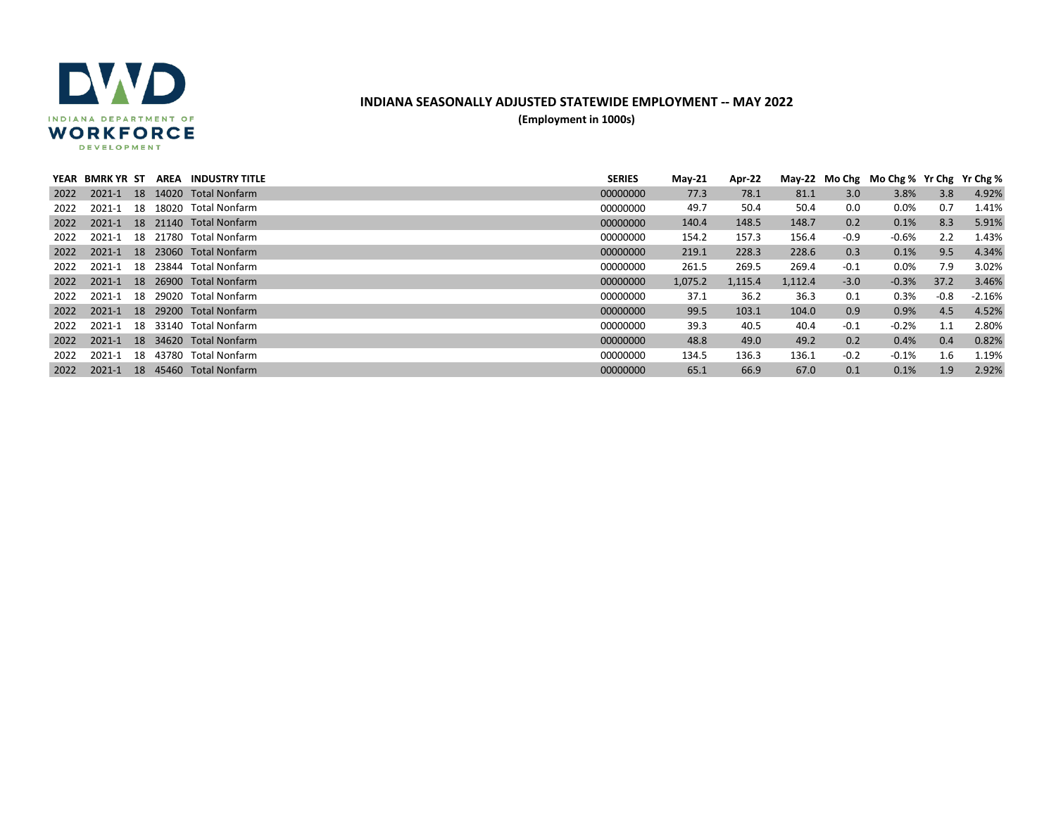INDIANA DEPARTMENT OF WORKFORCE DEVELOPMENT

## INDIANA SEASONALLY ADJUSTED STATEWIDE EMPLOYMENT -- MAY 2022

**(Employment in 1000s)**

| YEAR | BMRK YR | ST | AREA | INDUSTRY TITLE | SERIES | May-21 | Apr-22 | May-22 | Mo Chg | Mo Chg % | Yr Chg | Yr Chg % |
|---|---|---|---|---|---|---|---|---|---|---|---|---|
| 2022 | 2021-1 | 18 | 14020 | Total Nonfarm | 00000000 | 77.3 | 78.1 | 81.1 | 3.0 | 3.8% | 3.8 | 4.92% |
| 2022 | 2021-1 | 18 | 18020 | Total Nonfarm | 00000000 | 49.7 | 50.4 | 50.4 | 0.0 | 0.0% | 0.7 | 1.41% |
| 2022 | 2021-1 | 18 | 21140 | Total Nonfarm | 00000000 | 140.4 | 148.5 | 148.7 | 0.2 | 0.1% | 8.3 | 5.91% |
| 2022 | 2021-1 | 18 | 21780 | Total Nonfarm | 00000000 | 154.2 | 157.3 | 156.4 | -0.9 | -0.6% | 2.2 | 1.43% |
| 2022 | 2021-1 | 18 | 23060 | Total Nonfarm | 00000000 | 219.1 | 228.3 | 228.6 | 0.3 | 0.1% | 9.5 | 4.34% |
| 2022 | 2021-1 | 18 | 23844 | Total Nonfarm | 00000000 | 261.5 | 269.5 | 269.4 | -0.1 | 0.0% | 7.9 | 3.02% |
| 2022 | 2021-1 | 18 | 26900 | Total Nonfarm | 00000000 | 1,075.2 | 1,115.4 | 1,112.4 | -3.0 | -0.3% | 37.2 | 3.46% |
| 2022 | 2021-1 | 18 | 29020 | Total Nonfarm | 00000000 | 37.1 | 36.2 | 36.3 | 0.1 | 0.3% | -0.8 | -2.16% |
| 2022 | 2021-1 | 18 | 29200 | Total Nonfarm | 00000000 | 99.5 | 103.1 | 104.0 | 0.9 | 0.9% | 4.5 | 4.52% |
| 2022 | 2021-1 | 18 | 33140 | Total Nonfarm | 00000000 | 39.3 | 40.5 | 40.4 | -0.1 | -0.2% | 1.1 | 2.80% |
| 2022 | 2021-1 | 18 | 34620 | Total Nonfarm | 00000000 | 48.8 | 49.0 | 49.2 | 0.2 | 0.4% | 0.4 | 0.82% |
| 2022 | 2021-1 | 18 | 43780 | Total Nonfarm | 00000000 | 134.5 | 136.3 | 136.1 | -0.2 | -0.1% | 1.6 | 1.19% |
| 2022 | 2021-1 | 18 | 45460 | Total Nonfarm | 00000000 | 65.1 | 66.9 | 67.0 | 0.1 | 0.1% | 1.9 | 2.92% |